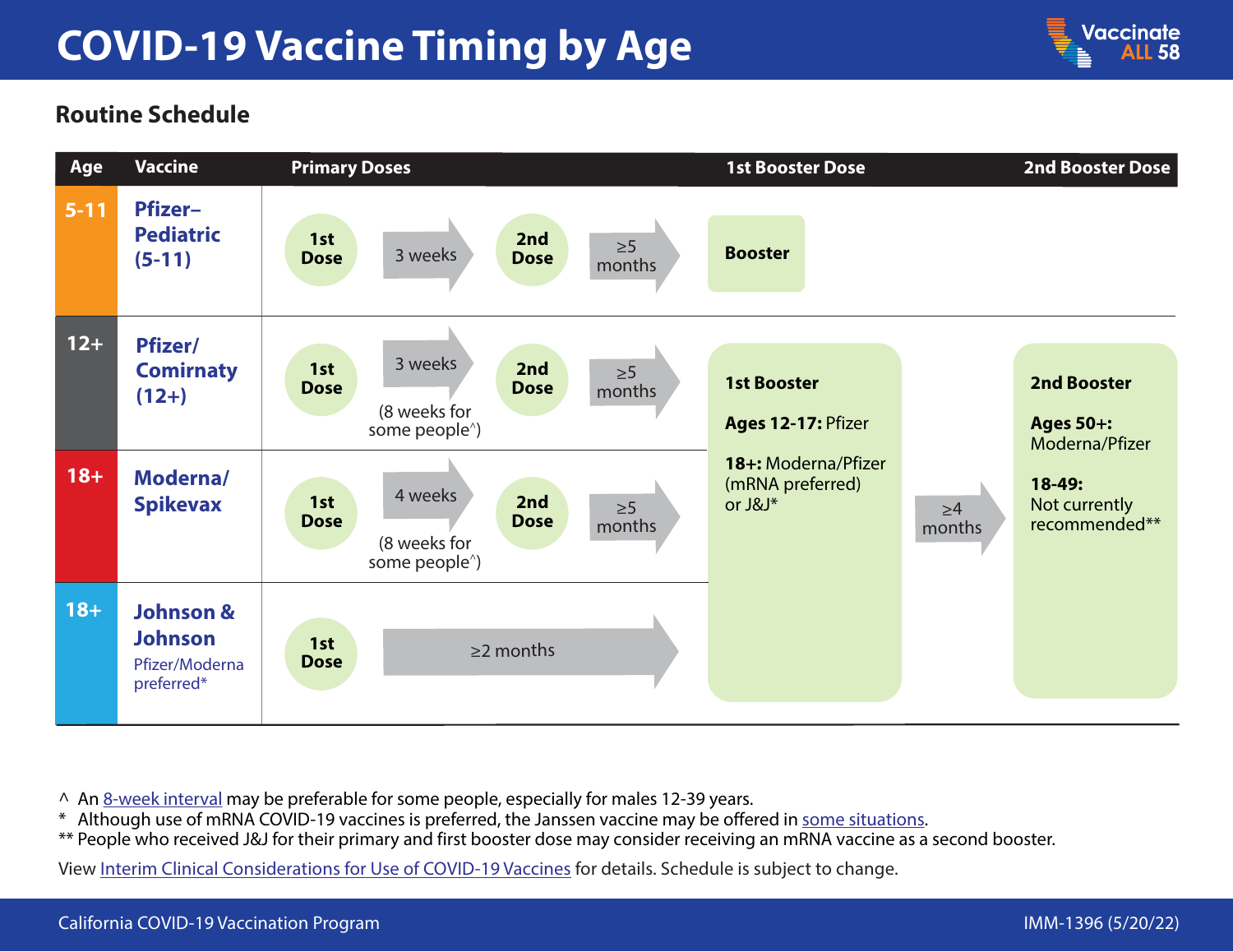# COVID-19 Vaccine Timing by Age

Vaccinate ALL 58

## Routine Schedule

| Age | Vaccine | Primary Doses | | | | 1st Booster Dose | | 2nd Booster Dose |
|---|---|---|---|---|---|---|---|---|
| 5-11 | Pfizer–Pediatric (5-11) | 1st Dose | 3 weeks | 2nd Dose | ≥5 months | Booster | | |
| 12+ | Pfizer/ Comirnaty (12+) | 1st Dose | 3 weeks (8 weeks for some people^) | 2nd Dose | ≥5 months | **1st Booster**<br><br>**Ages 12-17:** Pfizer<br><br>**18+:** Moderna/Pfizer (mRNA preferred) or J&J* | ≥4 months | **2nd Booster**<br><br>**Ages 50+:** Moderna/Pfizer<br><br>**18-49:** Not currently recommended** |
| 18+ | Moderna/ Spikevax | 1st Dose | 4 weeks (8 weeks for some people^) | 2nd Dose | ≥5 months | | | |
| 18+ | Johnson & Johnson<br>Pfizer/Moderna preferred* | 1st Dose | ≥2 months | | | | | |

^ An 8-week interval may be preferable for some people, especially for males 12-39 years.
\* Although use of mRNA COVID-19 vaccines is preferred, the Janssen vaccine may be offered in some situations.
** People who received J&J for their primary and first booster dose may consider receiving an mRNA vaccine as a second booster.

View Interim Clinical Considerations for Use of COVID-19 Vaccines for details. Schedule is subject to change.

California COVID-19 Vaccination Program IMM-1396 (5/20/22)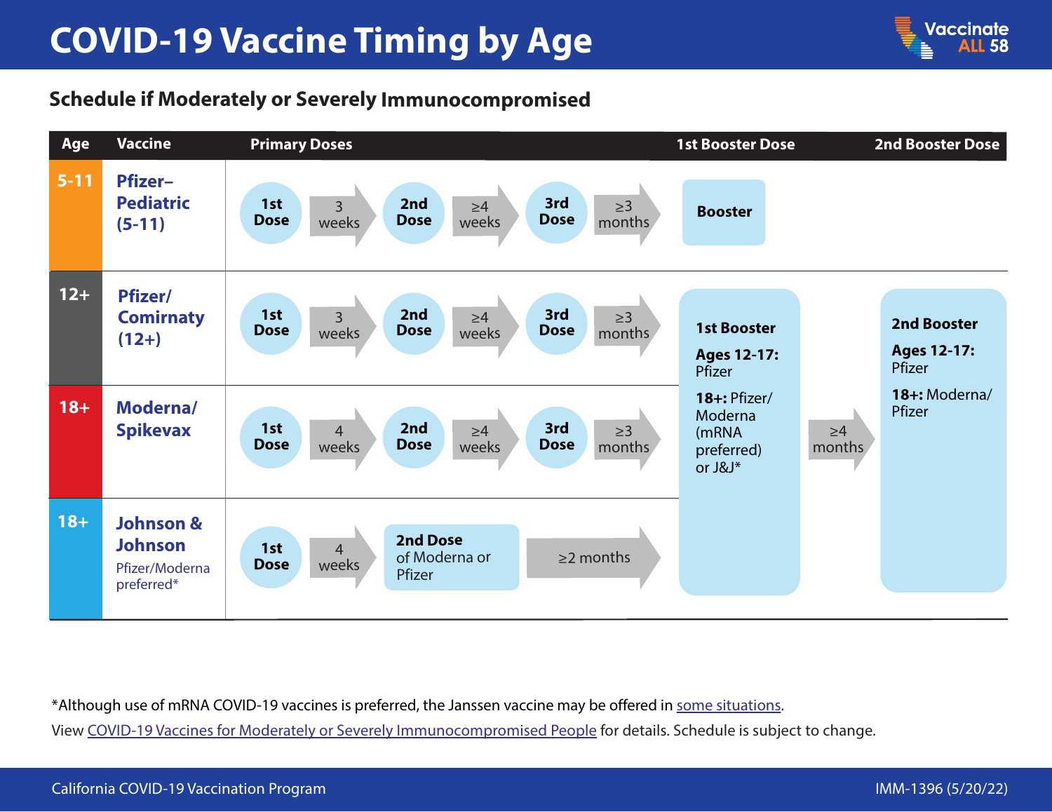# COVID-19 Vaccine Timing by Age

## Schedule if Moderately or Severely Immunocompromised

| Age | Vaccine | Primary Doses | | | | | 1st Booster Dose | | 2nd Booster Dose |
|---|---|---|---|---|---|---|---|---|---|
| 5-11 | Pfizer–Pediatric (5-11) | 1st Dose | 3 weeks | 2nd Dose | ≥4 weeks | 3rd Dose | ≥3 months | Booster | |
| 12+ | Pfizer/Comirnaty (12+) | 1st Dose | 3 weeks | 2nd Dose | ≥4 weeks | 3rd Dose | ≥3 months | **1st Booster** **Ages 12-17:** Pfizer **18+:** Pfizer/Moderna (mRNA preferred) or J&J* | ≥4 months | **2nd Booster** **Ages 12-17:** Pfizer **18+:** Moderna/Pfizer |
| 18+ | Moderna/Spikevax | 1st Dose | 4 weeks | 2nd Dose | ≥4 weeks | 3rd Dose | ≥3 months | | |
| 18+ | Johnson & Johnson Pfizer/Moderna preferred* | 1st Dose | 4 weeks | 2nd Dose of Moderna or Pfizer | ≥2 months | | | | |

*Although use of mRNA COVID-19 vaccines is preferred, the Janssen vaccine may be offered in some situations.

View COVID-19 Vaccines for Moderately or Severely Immunocompromised People for details. Schedule is subject to change.

California COVID-19 Vaccination Program

IMM-1396 (5/20/22)